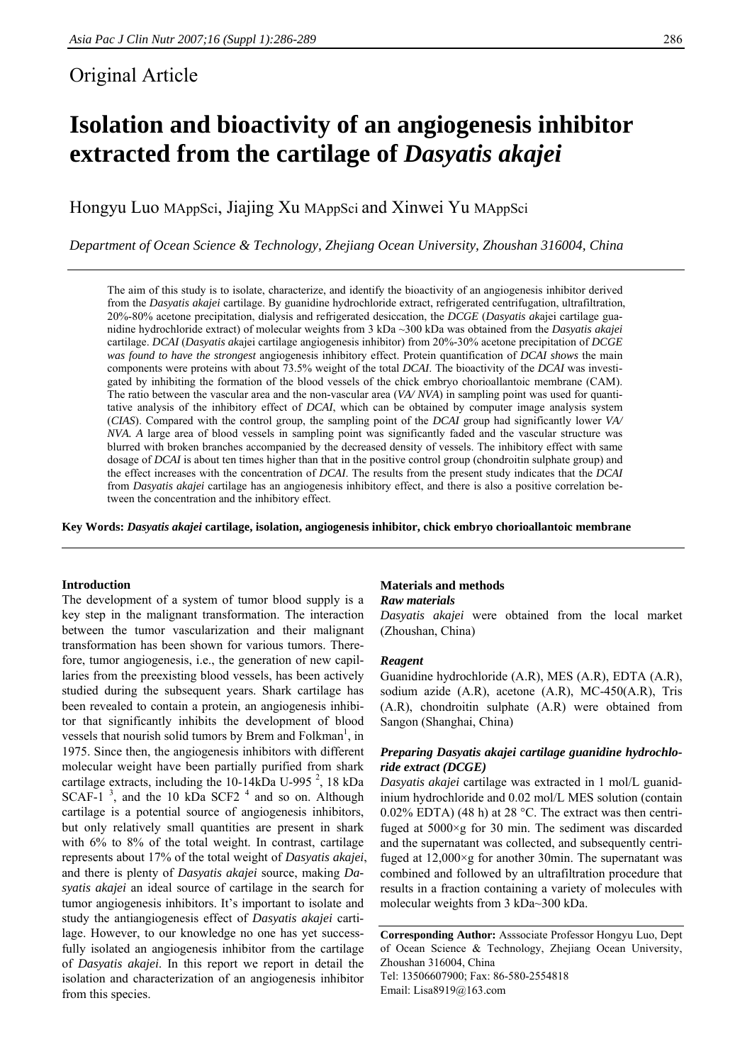Original Article

# Isolation and bioactivity of an angiogenesis inhibitor extracted from the cartilage of *Dasyatis akajei*

Hongyu Luo MAppSci, Jiajing Xu MAppSci and Xinwei Yu MAppSci

*Department of Ocean Science & Technology, Zhejiang Ocean University, Zhoushan 316004, China*

The aim of this study is to isolate, characterize, and identify the bioactivity of an angiogenesis inhibitor derived from the *Dasyatis akajei* cartilage. By guanidine hydrochloride extract, refrigerated centrifugation, ultrafiltration, 20%-80% acetone precipitation, dialysis and refrigerated desiccation, the *DCGE* (*Dasyatis ak*ajei cartilage guanidine hydrochloride extract) of molecular weights from 3 kDa ~300 kDa was obtained from the *Dasyatis akajei* cartilage. *DCAI* (*Dasyatis ak*ajei cartilage angiogenesis inhibitor) from 20%-30% acetone precipitation of *DCGE was found to have the strongest* angiogenesis inhibitory effect. Protein quantification of *DCAI shows* the main components were proteins with about 73.5% weight of the total *DCAI*. The bioactivity of the *DCAI* was investigated by inhibiting the formation of the blood vessels of the chick embryo chorioallantoic membrane (CAM). The ratio between the vascular area and the non-vascular area (*VA/ NVA*) in sampling point was used for quantitative analysis of the inhibitory effect of *DCAI*, which can be obtained by computer image analysis system (*CIAS*). Compared with the control group, the sampling point of the *DCAI* group had significantly lower *VA/ NVA. A* large area of blood vessels in sampling point was significantly faded and the vascular structure was blurred with broken branches accompanied by the decreased density of vessels. The inhibitory effect with same dosage of *DCAI* is about ten times higher than that in the positive control group (chondroitin sulphate group) and the effect increases with the concentration of *DCAI*. The results from the present study indicates that the *DCAI* from *Dasyatis akajei* cartilage has an angiogenesis inhibitory effect, and there is also a positive correlation between the concentration and the inhibitory effect.

**Key Words: *Dasyatis akajei* cartilage, isolation, angiogenesis inhibitor, chick embryo chorioallantoic membrane**

## Introduction

The development of a system of tumor blood supply is a key step in the malignant transformation. The interaction between the tumor vascularization and their malignant transformation has been shown for various tumors. Therefore, tumor angiogenesis, i.e., the generation of new capillaries from the preexisting blood vessels, has been actively studied during the subsequent years. Shark cartilage has been revealed to contain a protein, an angiogenesis inhibitor that significantly inhibits the development of blood vessels that nourish solid tumors by Brem and Folkman[1], in 1975. Since then, the angiogenesis inhibitors with different molecular weight have been partially purified from shark cartilage extracts, including the 10-14kDa U-995 [2], 18 kDa SCAF-1 [3], and the 10 kDa SCF2 [4] and so on. Although cartilage is a potential source of angiogenesis inhibitors, but only relatively small quantities are present in shark with 6% to 8% of the total weight. In contrast, cartilage represents about 17% of the total weight of *Dasyatis akajei*, and there is plenty of *Dasyatis akajei* source, making *Dasyatis akajei* an ideal source of cartilage in the search for tumor angiogenesis inhibitors. It's important to isolate and study the antiangiogenesis effect of *Dasyatis akajei* cartilage. However, to our knowledge no one has yet successfully isolated an angiogenesis inhibitor from the cartilage of *Dasyatis akajei*. In this report we report in detail the isolation and characterization of an angiogenesis inhibitor from this species.

## Materials and methods

### *Raw materials*

*Dasyatis akajei* were obtained from the local market (Zhoushan, China)

### *Reagent*

Guanidine hydrochloride (A.R), MES (A.R), EDTA (A.R), sodium azide (A.R), acetone (A.R), MC-450(A.R), Tris (A.R), chondroitin sulphate (A.R) were obtained from Sangon (Shanghai, China)

### *Preparing Dasyatis akajei cartilage guanidine hydrochloride extract (DCGE)*

*Dasyatis akajei* cartilage was extracted in 1 mol/L guanidinium hydrochloride and 0.02 mol/L MES solution (contain 0.02% EDTA) (48 h) at 28 °C. The extract was then centrifuged at 5000×g for 30 min. The sediment was discarded and the supernatant was collected, and subsequently centrifuged at 12,000×g for another 30min. The supernatant was combined and followed by an ultrafiltration procedure that results in a fraction containing a variety of molecules with molecular weights from 3 kDa~300 kDa.

**Corresponding Author:** Asssociate Professor Hongyu Luo, Dept of Ocean Science & Technology, Zhejiang Ocean University, Zhoushan 316004, China
Tel: 13506607900; Fax: 86-580-2554818
Email: Lisa8919@163.com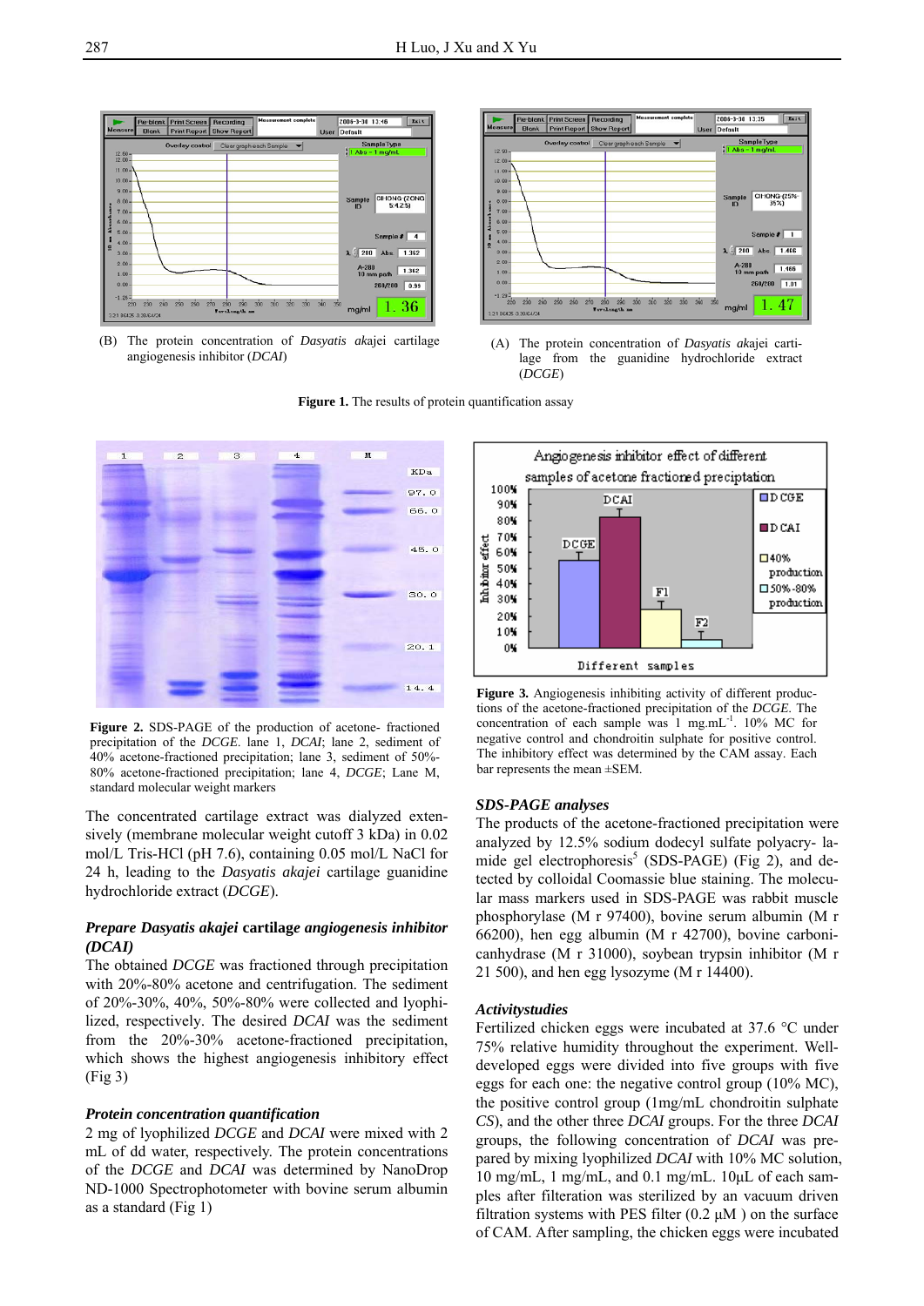(B) The protein concentration of *Dasyatis akajei* cartilage angiogenesis inhibitor (*DCAI*)

(A) The protein concentration of *Dasyatis akajei* cartilage from the guanidine hydrochloride extract (*DCGE*)

**Figure 1.** The results of protein quantification assay

**Figure 2.** SDS-PAGE of the production of acetone- fractioned precipitation of the *DCGE*. lane 1, *DCAI*; lane 2, sediment of 40% acetone-fractioned precipitation; lane 3, sediment of 50%-80% acetone-fractioned precipitation; lane 4, *DCGE*; Lane M, standard molecular weight markers

**Figure 3.** Angiogenesis inhibiting activity of different productions of the acetone-fractioned precipitation of the *DCGE*. The concentration of each sample was 1 mg.mL$^{-1}$. 10% MC for negative control and chondroitin sulphate for positive control. The inhibitory effect was determined by the CAM assay. Each bar represents the mean ±SEM.

The concentrated cartilage extract was dialyzed extensively (membrane molecular weight cutoff 3 kDa) in 0.02 mol/L Tris-HCl (pH 7.6), containing 0.05 mol/L NaCl for 24 h, leading to the *Dasyatis akajei* cartilage guanidine hydrochloride extract (*DCGE*).

### *Prepare Dasyatis akajei* **cartilag***e angiogenesis inhibitor (DCAI)*

The obtained *DCGE* was fractioned through precipitation with 20%-80% acetone and centrifugation. The sediment of 20%-30%, 40%, 50%-80% were collected and lyophilized, respectively. The desired *DCAI* was the sediment from the 20%-30% acetone-fractioned precipitation, which shows the highest angiogenesis inhibitory effect (Fig 3)

### *Protein concentration quantification*

2 mg of lyophilized *DCGE* and *DCAI* were mixed with 2 mL of dd water, respectively. The protein concentrations of the *DCGE* and *DCAI* was determined by NanoDrop ND-1000 Spectrophotometer with bovine serum albumin as a standard (Fig 1)

### *SDS-PAGE analyses*

The products of the acetone-fractioned precipitation were analyzed by 12.5% sodium dodecyl sulfate polyacry- lamide gel electrophoresis[5] (SDS-PAGE) (Fig 2), and detected by colloidal Coomassie blue staining. The molecular mass markers used in SDS-PAGE was rabbit muscle phosphorylase (M r 97400), bovine serum albumin (M r 66200), hen egg albumin (M r 42700), bovine carbonicanhydrase (M r 31000), soybean trypsin inhibitor (M r 21 500), and hen egg lysozyme (M r 14400).

### *Activitystudies*

Fertilized chicken eggs were incubated at 37.6 °C under 75% relative humidity throughout the experiment. Well-developed eggs were divided into five groups with five eggs for each one: the negative control group (10% MC), the positive control group (1mg/mL chondroitin sulphate *CS*), and the other three *DCAI* groups. For the three *DCAI* groups, the following concentration of *DCAI* was prepared by mixing lyophilized *DCAI* with 10% MC solution, 10 mg/mL, 1 mg/mL, and 0.1 mg/mL. 10μL of each samples after filteration was sterilized by an vacuum driven filtration systems with PES filter (0.2 μM ) on the surface of CAM. After sampling, the chicken eggs were incubated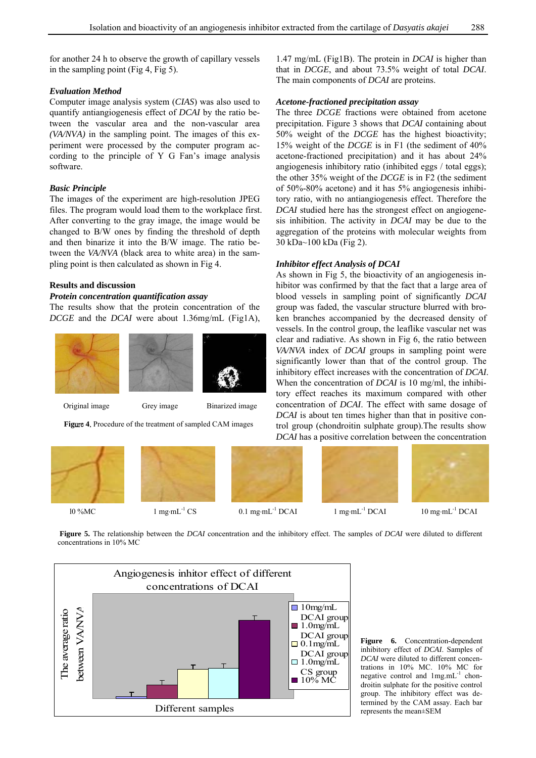for another 24 h to observe the growth of capillary vessels in the sampling point (Fig 4, Fig 5).

***Evaluation Method***

Computer image analysis system (*CIAS*) was also used to quantify antiangiogenesis effect of *DCAI* by the ratio between the vascular area and the non-vascular area *(VA/NVA)* in the sampling point. The images of this experiment were processed by the computer program according to the principle of Y G Fan's image analysis software.

***Basic Principle***

The images of the experiment are high-resolution JPEG files. The program would load them to the workplace first. After converting to the gray image, the image would be changed to B/W ones by finding the threshold of depth and then binarize it into the B/W image. The ratio between the *VA/NVA* (black area to white area) in the sampling point is then calculated as shown in Fig 4.

**Results and discussion**

***Protein concentration quantification assay***

The results show that the protein concentration of the *DCGE* and the *DCAI* were about 1.36mg/mL (Fig1A), 1.47 mg/mL (Fig1B). The protein in *DCAI* is higher than that in *DCGE*, and about 73.5% weight of total *DCAI*. The main components of *DCAI* are proteins.

***Acetone-fractioned precipitation assay***

The three *DCGE* fractions were obtained from acetone precipitation. Figure 3 shows that *DCAI* containing about 50% weight of the *DCGE* has the highest bioactivity; 15% weight of the *DCGE* is in F1 (the sediment of 40% acetone-fractioned precipitation) and it has about 24% angiogenesis inhibitory ratio (inhibited eggs / total eggs); the other 35% weight of the *DCGE* is in F2 (the sediment of 50%-80% acetone) and it has 5% angiogenesis inhibitory ratio, with no antiangiogenesis effect. Therefore the *DCAI* studied here has the strongest effect on angiogenesis inhibition. The activity in *DCAI* may be due to the aggregation of the proteins with molecular weights from 30 kDa~100 kDa (Fig 2).

***Inhibitor effect Analysis of DCAI***

As shown in Fig 5, the bioactivity of an angiogenesis inhibitor was confirmed by that the fact that a large area of blood vessels in sampling point of significantly *DCAI* group was faded, the vascular structure blurred with broken branches accompanied by the decreased density of vessels. In the control group, the leaflike vascular net was clear and radiative. As shown in Fig 6, the ratio between *VA/NVA* index of *DCAI* groups in sampling point were significantly lower than that of the control group. The inhibitory effect increases with the concentration of *DCAI*. When the concentration of *DCAI* is 10 mg/ml, the inhibitory effect reaches its maximum compared with other concentration of *DCAI*. The effect with same dosage of *DCAI* is about ten times higher than that in positive control group (chondroitin sulphate group).The results show *DCAI* has a positive correlation between the concentration

Original image Grey image Binarized image

**Figure 4.** Procedure of the treatment of sampled CAM images

10 %MC 1 mg·mL$^{-1}$ CS 0.1 mg·mL$^{-1}$ DCAI 1 mg·mL$^{-1}$ DCAI 10 mg·mL$^{-1}$ DCAI

**Figure 5.** The relationship between the *DCAI* concentration and the inhibitory effect. The samples of *DCAI* were diluted to different concentrations in 10% MC

**Figure 6.** Concentration-dependent inhibitory effect of *DCAI*. Samples of *DCAI* were diluted to different concentrations in 10% MC. 10% MC for negative control and 1mg.mL$^{-1}$ chondroitin sulphate for the positive control group. The inhibitory effect was determined by the CAM assay. Each bar represents the mean±SEM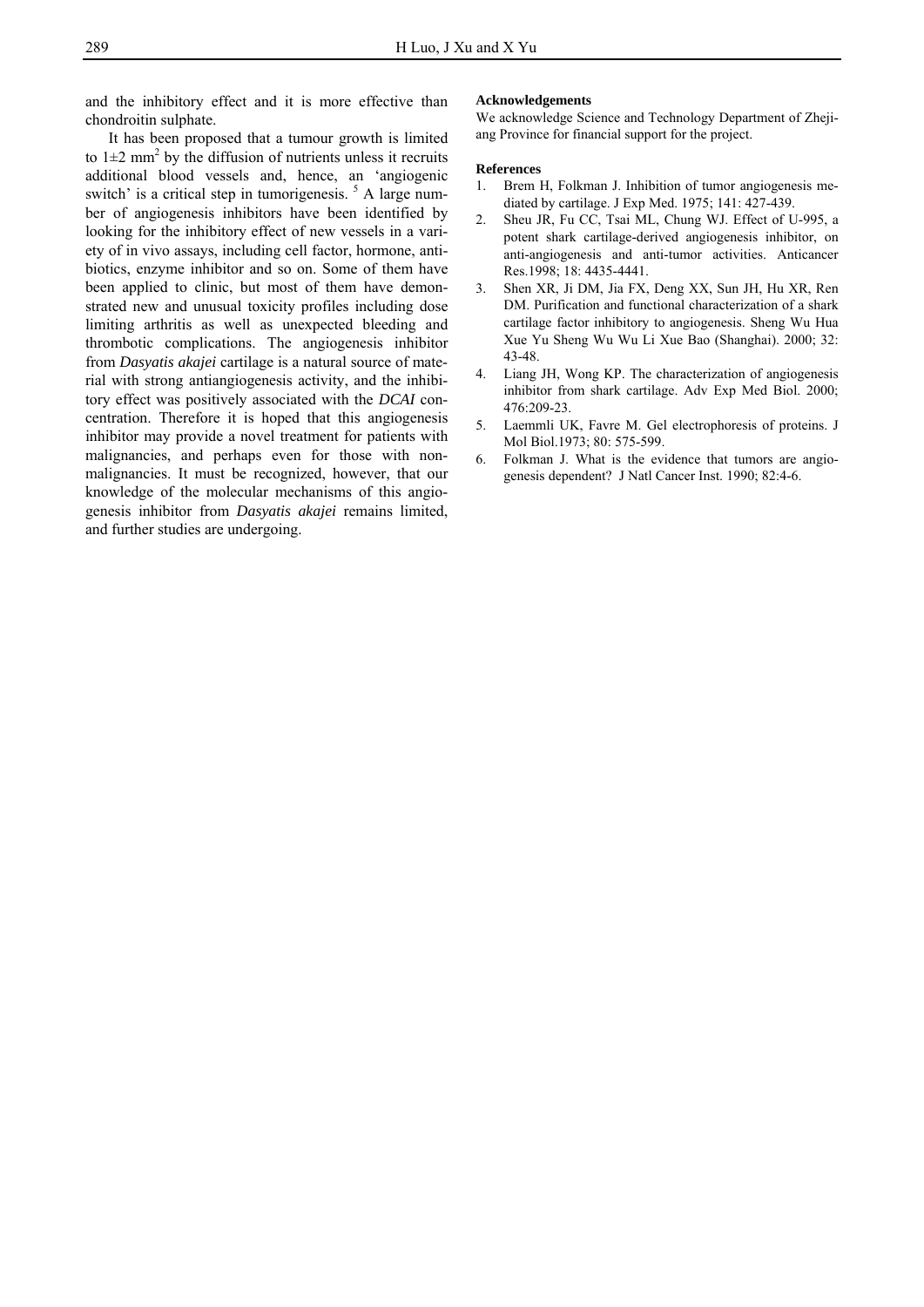and the inhibitory effect and it is more effective than chondroitin sulphate.

It has been proposed that a tumour growth is limited to 1±2 $mm^2$ by the diffusion of nutrients unless it recruits additional blood vessels and, hence, an 'angiogenic switch' is a critical step in tumorigenesis. [5] A large number of angiogenesis inhibitors have been identified by looking for the inhibitory effect of new vessels in a variety of in vivo assays, including cell factor, hormone, antibiotics, enzyme inhibitor and so on. Some of them have been applied to clinic, but most of them have demonstrated new and unusual toxicity profiles including dose limiting arthritis as well as unexpected bleeding and thrombotic complications. The angiogenesis inhibitor from *Dasyatis akajei* cartilage is a natural source of material with strong antiangiogenesis activity, and the inhibitory effect was positively associated with the *DCAI* concentration. Therefore it is hoped that this angiogenesis inhibitor may provide a novel treatment for patients with malignancies, and perhaps even for those with non-malignancies. It must be recognized, however, that our knowledge of the molecular mechanisms of this angiogenesis inhibitor from *Dasyatis akajei* remains limited, and further studies are undergoing.

**Acknowledgements**

We acknowledge Science and Technology Department of Zhejiang Province for financial support for the project.

**References**

1. Brem H, Folkman J. Inhibition of tumor angiogenesis mediated by cartilage. J Exp Med. 1975; 141: 427-439.
2. Sheu JR, Fu CC, Tsai ML, Chung WJ. Effect of U-995, a potent shark cartilage-derived angiogenesis inhibitor, on anti-angiogenesis and anti-tumor activities. Anticancer Res.1998; 18: 4435-4441.
3. Shen XR, Ji DM, Jia FX, Deng XX, Sun JH, Hu XR, Ren DM. Purification and functional characterization of a shark cartilage factor inhibitory to angiogenesis. Sheng Wu Hua Xue Yu Sheng Wu Wu Li Xue Bao (Shanghai). 2000; 32: 43-48.
4. Liang JH, Wong KP. The characterization of angiogenesis inhibitor from shark cartilage. Adv Exp Med Biol. 2000; 476:209-23.
5. Laemmli UK, Favre M. Gel electrophoresis of proteins. J Mol Biol.1973; 80: 575-599.
6. Folkman J. What is the evidence that tumors are angiogenesis dependent? J Natl Cancer Inst. 1990; 82:4-6.